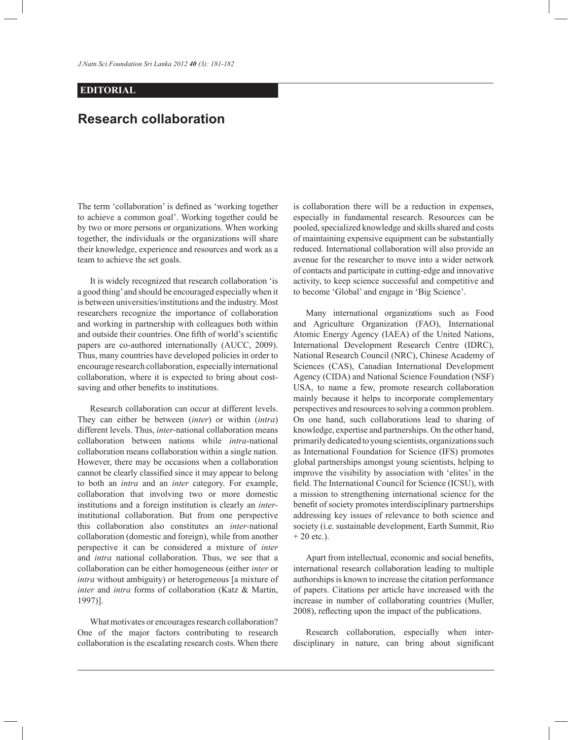**EDITORIAL**

# Research collaboration

The term 'collaboration' is defined as 'working together to achieve a common goal'. Working together could be by two or more persons or organizations. When working together, the individuals or the organizations will share their knowledge, experience and resources and work as a team to achieve the set goals.

It is widely recognized that research collaboration 'is a good thing' and should be encouraged especially when it is between universities/institutions and the industry. Most researchers recognize the importance of collaboration and working in partnership with colleagues both within and outside their countries. One fifth of world's scientific papers are co-authored internationally (AUCC, 2009). Thus, many countries have developed policies in order to encourage research collaboration, especially international collaboration, where it is expected to bring about cost-saving and other benefits to institutions.

Research collaboration can occur at different levels. They can either be between (*inter*) or within (*intra*) different levels. Thus, *inter*-national collaboration means collaboration between nations while *intra*-national collaboration means collaboration within a single nation. However, there may be occasions when a collaboration cannot be clearly classified since it may appear to belong to both an *intra* and an *inter* category. For example, collaboration that involving two or more domestic institutions and a foreign institution is clearly an *inter*-institutional collaboration. But from one perspective this collaboration also constitutes an *inter*-national collaboration (domestic and foreign), while from another perspective it can be considered a mixture of *inter* and *intra* national collaboration. Thus, we see that a collaboration can be either homogeneous (either *inter* or *intra* without ambiguity) or heterogeneous [a mixture of *inter* and *intra* forms of collaboration (Katz & Martin, 1997)].

What motivates or encourages research collaboration? One of the major factors contributing to research collaboration is the escalating research costs. When there is collaboration there will be a reduction in expenses, especially in fundamental research. Resources can be pooled, specialized knowledge and skills shared and costs of maintaining expensive equipment can be substantially reduced. International collaboration will also provide an avenue for the researcher to move into a wider network of contacts and participate in cutting-edge and innovative activity, to keep science successful and competitive and to become 'Global' and engage in 'Big Science'.

Many international organizations such as Food and Agriculture Organization (FAO), International Atomic Energy Agency (IAEA) of the United Nations, International Development Research Centre (IDRC), National Research Council (NRC), Chinese Academy of Sciences (CAS), Canadian International Development Agency (CIDA) and National Science Foundation (NSF) USA, to name a few, promote research collaboration mainly because it helps to incorporate complementary perspectives and resources to solving a common problem. On one hand, such collaborations lead to sharing of knowledge, expertise and partnerships. On the other hand, primarily dedicated to young scientists, organizations such as International Foundation for Science (IFS) promotes global partnerships amongst young scientists, helping to improve the visibility by association with 'elites' in the field. The International Council for Science (ICSU), with a mission to strengthening international science for the benefit of society promotes interdisciplinary partnerships addressing key issues of relevance to both science and society (i.e. sustainable development, Earth Summit, Rio + 20 etc.).

Apart from intellectual, economic and social benefits, international research collaboration leading to multiple authorships is known to increase the citation performance of papers. Citations per article have increased with the increase in number of collaborating countries (Muller, 2008), reflecting upon the impact of the publications.

Research collaboration, especially when inter-disciplinary in nature, can bring about significant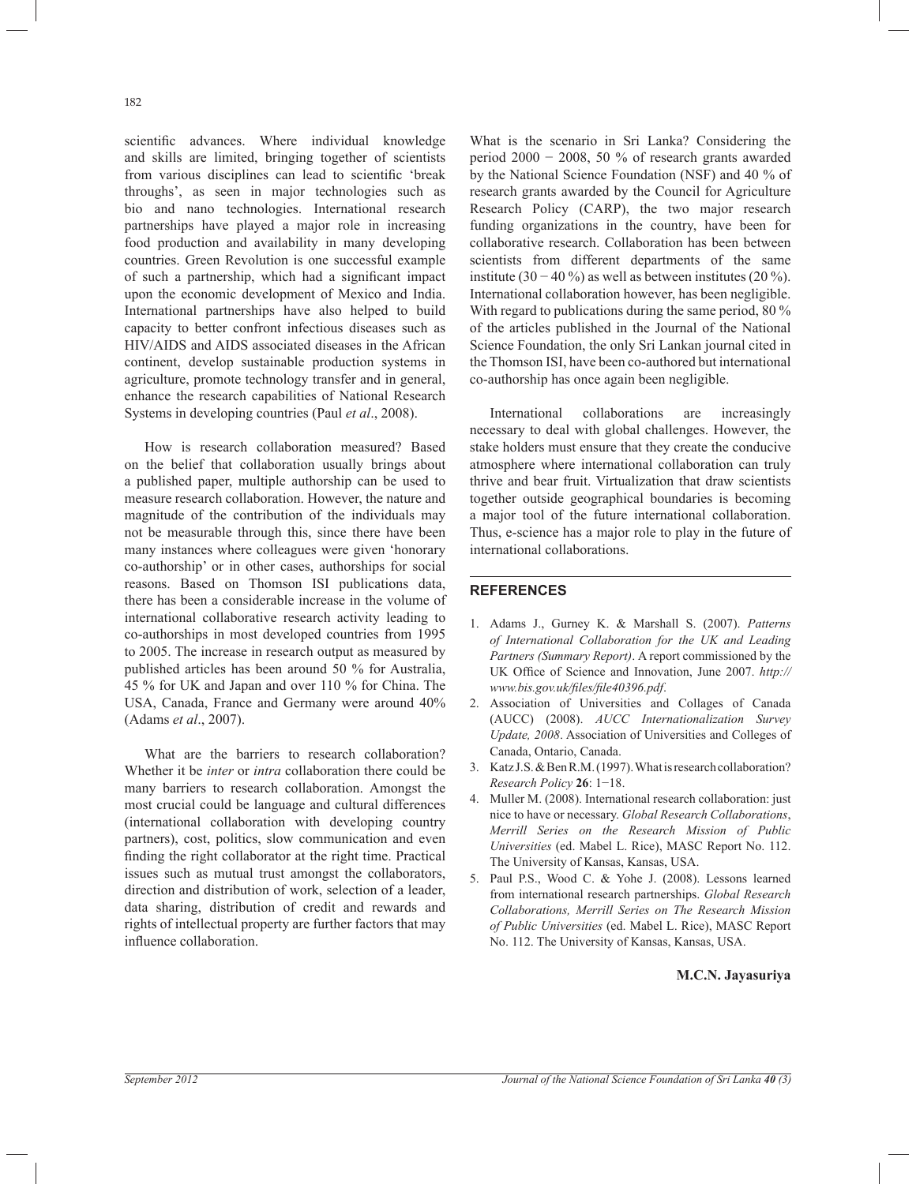scientific advances. Where individual knowledge and skills are limited, bringing together of scientists from various disciplines can lead to scientific 'break throughs', as seen in major technologies such as bio and nano technologies. International research partnerships have played a major role in increasing food production and availability in many developing countries. Green Revolution is one successful example of such a partnership, which had a significant impact upon the economic development of Mexico and India. International partnerships have also helped to build capacity to better confront infectious diseases such as HIV/AIDS and AIDS associated diseases in the African continent, develop sustainable production systems in agriculture, promote technology transfer and in general, enhance the research capabilities of National Research Systems in developing countries (Paul *et al*., 2008).

How is research collaboration measured? Based on the belief that collaboration usually brings about a published paper, multiple authorship can be used to measure research collaboration. However, the nature and magnitude of the contribution of the individuals may not be measurable through this, since there have been many instances where colleagues were given 'honorary co-authorship' or in other cases, authorships for social reasons. Based on Thomson ISI publications data, there has been a considerable increase in the volume of international collaborative research activity leading to co-authorships in most developed countries from 1995 to 2005. The increase in research output as measured by published articles has been around 50 % for Australia, 45 % for UK and Japan and over 110 % for China. The USA, Canada, France and Germany were around 40% (Adams *et al*., 2007).

What are the barriers to research collaboration? Whether it be *inter* or *intra* collaboration there could be many barriers to research collaboration. Amongst the most crucial could be language and cultural differences (international collaboration with developing country partners), cost, politics, slow communication and even finding the right collaborator at the right time. Practical issues such as mutual trust amongst the collaborators, direction and distribution of work, selection of a leader, data sharing, distribution of credit and rewards and rights of intellectual property are further factors that may influence collaboration.

What is the scenario in Sri Lanka? Considering the period 2000 − 2008, 50 % of research grants awarded by the National Science Foundation (NSF) and 40 % of research grants awarded by the Council for Agriculture Research Policy (CARP), the two major research funding organizations in the country, have been for collaborative research. Collaboration has been between scientists from different departments of the same institute (30 − 40 %) as well as between institutes (20 %). International collaboration however, has been negligible. With regard to publications during the same period, 80 % of the articles published in the Journal of the National Science Foundation, the only Sri Lankan journal cited in the Thomson ISI, have been co-authored but international co-authorship has once again been negligible.

International collaborations are increasingly necessary to deal with global challenges. However, the stake holders must ensure that they create the conducive atmosphere where international collaboration can truly thrive and bear fruit. Virtualization that draw scientists together outside geographical boundaries is becoming a major tool of the future international collaboration. Thus, e-science has a major role to play in the future of international collaborations.

## REFERENCES

1. Adams J., Gurney K. & Marshall S. (2007). *Patterns of International Collaboration for the UK and Leading Partners (Summary Report)*. A report commissioned by the UK Office of Science and Innovation, June 2007. *http://www.bis.gov.uk/files/file40396.pdf*.
2. Association of Universities and Collages of Canada (AUCC) (2008). *AUCC Internationalization Survey Update, 2008*. Association of Universities and Colleges of Canada, Ontario, Canada.
3. Katz J.S. & Ben R.M. (1997). What is research collaboration? *Research Policy* **26**: 1−18.
4. Muller M. (2008). International research collaboration: just nice to have or necessary. *Global Research Collaborations*, *Merrill Series on the Research Mission of Public Universities* (ed. Mabel L. Rice), MASC Report No. 112. The University of Kansas, Kansas, USA.
5. Paul P.S., Wood C. & Yohe J. (2008). Lessons learned from international research partnerships. *Global Research Collaborations, Merrill Series on The Research Mission of Public Universities* (ed. Mabel L. Rice), MASC Report No. 112. The University of Kansas, Kansas, USA.

**M.C.N. Jayasuriya**